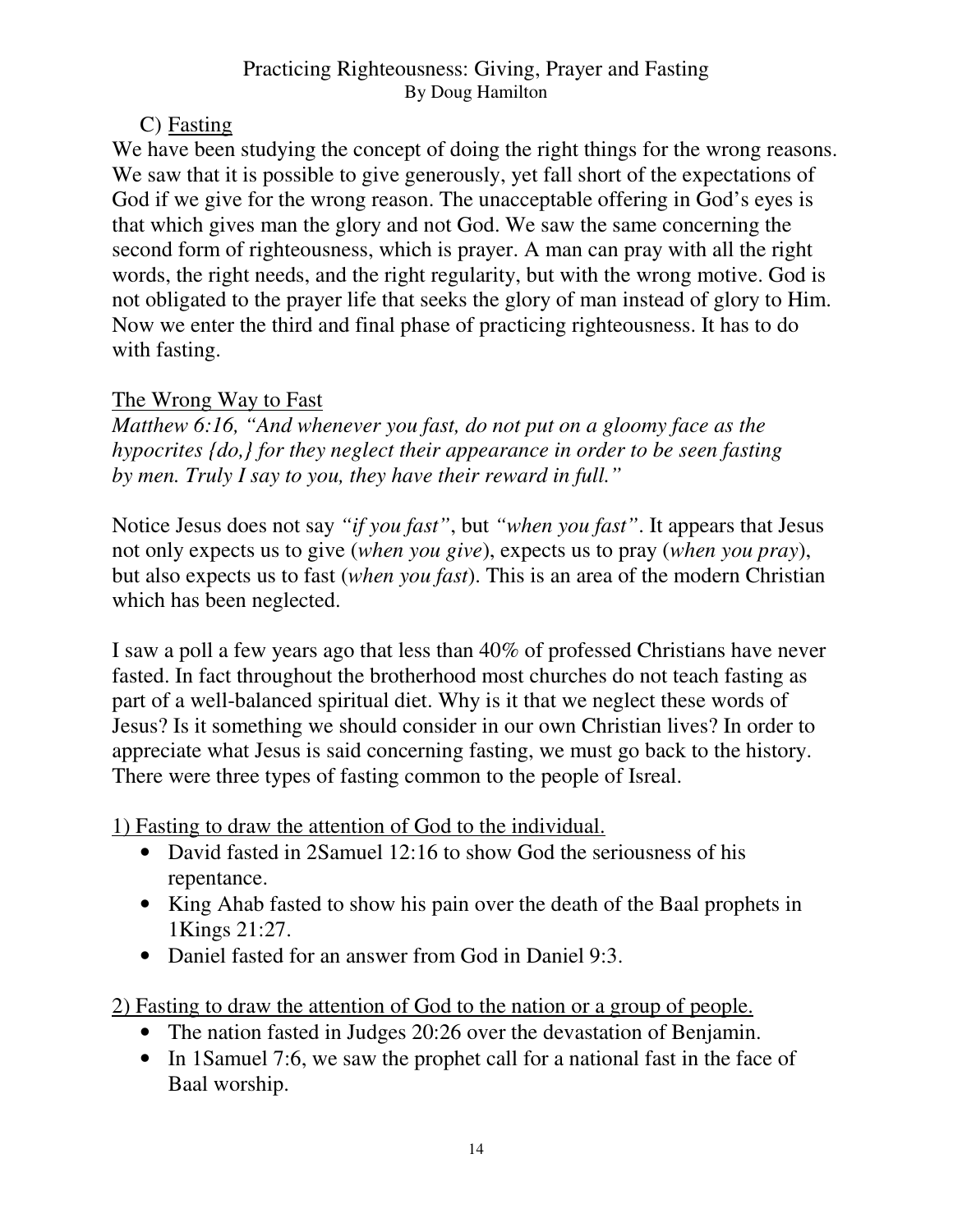# Practicing Righteousness: Giving, Prayer and Fasting
By Doug Hamilton

## C) Fasting

We have been studying the concept of doing the right things for the wrong reasons. We saw that it is possible to give generously, yet fall short of the expectations of God if we give for the wrong reason. The unacceptable offering in God's eyes is that which gives man the glory and not God. We saw the same concerning the second form of righteousness, which is prayer. A man can pray with all the right words, the right needs, and the right regularity, but with the wrong motive. God is not obligated to the prayer life that seeks the glory of man instead of glory to Him. Now we enter the third and final phase of practicing righteousness. It has to do with fasting.

### The Wrong Way to Fast

*Matthew 6:16, "And whenever you fast, do not put on a gloomy face as the hypocrites {do,} for they neglect their appearance in order to be seen fasting by men. Truly I say to you, they have their reward in full."*

Notice Jesus does not say *"if you fast"*, but *"when you fast"*. It appears that Jesus not only expects us to give (*when you give*), expects us to pray (*when you pray*), but also expects us to fast (*when you fast*). This is an area of the modern Christian which has been neglected.

I saw a poll a few years ago that less than 40% of professed Christians have never fasted. In fact throughout the brotherhood most churches do not teach fasting as part of a well-balanced spiritual diet. Why is it that we neglect these words of Jesus? Is it something we should consider in our own Christian lives? In order to appreciate what Jesus is said concerning fasting, we must go back to the history. There were three types of fasting common to the people of Isreal.

1) Fasting to draw the attention of God to the individual.

- David fasted in 2Samuel 12:16 to show God the seriousness of his repentance.
- King Ahab fasted to show his pain over the death of the Baal prophets in 1Kings 21:27.
- Daniel fasted for an answer from God in Daniel 9:3.

2) Fasting to draw the attention of God to the nation or a group of people.

- The nation fasted in Judges 20:26 over the devastation of Benjamin.
- In 1Samuel 7:6, we saw the prophet call for a national fast in the face of Baal worship.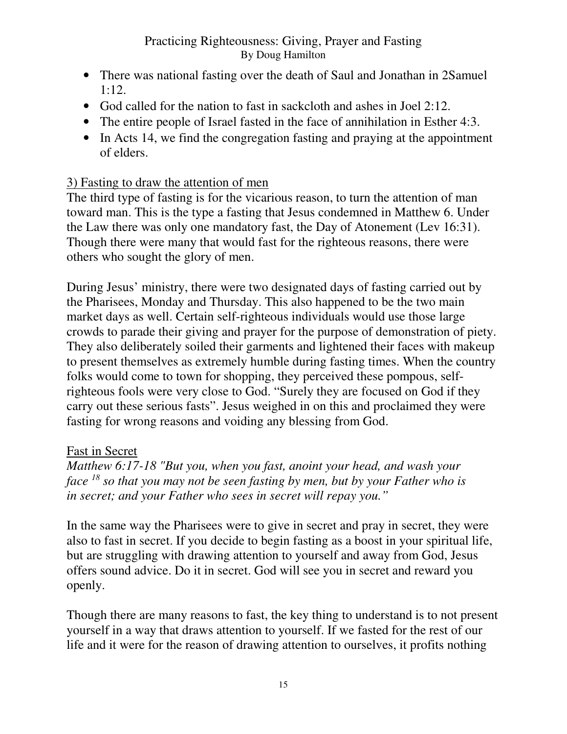- There was national fasting over the death of Saul and Jonathan in 2Samuel 1:12.
- God called for the nation to fast in sackcloth and ashes in Joel 2:12.
- The entire people of Israel fasted in the face of annihilation in Esther 4:3.
- In Acts 14, we find the congregation fasting and praying at the appointment of elders.

<u>3) Fasting to draw the attention of men</u>

The third type of fasting is for the vicarious reason, to turn the attention of man toward man. This is the type a fasting that Jesus condemned in Matthew 6. Under the Law there was only one mandatory fast, the Day of Atonement (Lev 16:31). Though there were many that would fast for the righteous reasons, there were others who sought the glory of men.

During Jesus' ministry, there were two designated days of fasting carried out by the Pharisees, Monday and Thursday. This also happened to be the two main market days as well. Certain self-righteous individuals would use those large crowds to parade their giving and prayer for the purpose of demonstration of piety. They also deliberately soiled their garments and lightened their faces with makeup to present themselves as extremely humble during fasting times. When the country folks would come to town for shopping, they perceived these pompous, self-righteous fools were very close to God. "Surely they are focused on God if they carry out these serious fasts". Jesus weighed in on this and proclaimed they were fasting for wrong reasons and voiding any blessing from God.

<u>Fast in Secret</u>

*Matthew 6:17-18 "But you, when you fast, anoint your head, and wash your face [18] so that you may not be seen fasting by men, but by your Father who is in secret; and your Father who sees in secret will repay you."*

In the same way the Pharisees were to give in secret and pray in secret, they were also to fast in secret. If you decide to begin fasting as a boost in your spiritual life, but are struggling with drawing attention to yourself and away from God, Jesus offers sound advice. Do it in secret. God will see you in secret and reward you openly.

Though there are many reasons to fast, the key thing to understand is to not present yourself in a way that draws attention to yourself. If we fasted for the rest of our life and it were for the reason of drawing attention to ourselves, it profits nothing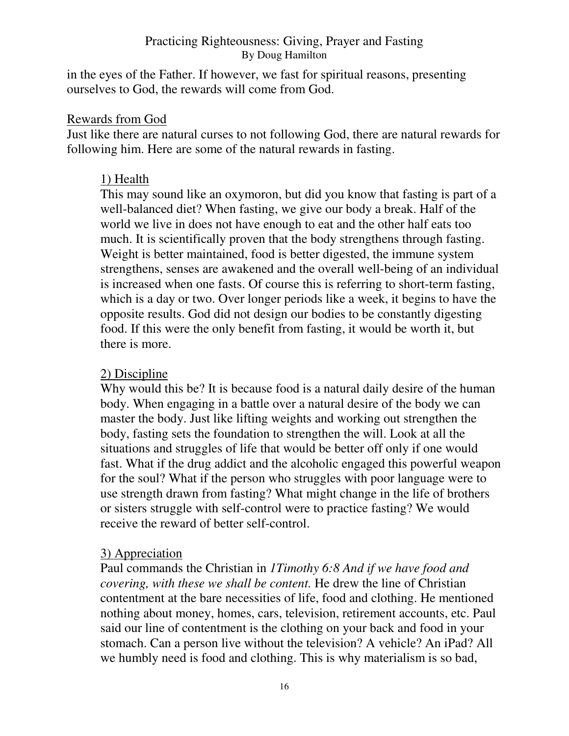in the eyes of the Father. If however, we fast for spiritual reasons, presenting ourselves to God, the rewards will come from God.

## Rewards from God

Just like there are natural curses to not following God, there are natural rewards for following him. Here are some of the natural rewards in fasting.

### 1) Health

This may sound like an oxymoron, but did you know that fasting is part of a well-balanced diet? When fasting, we give our body a break. Half of the world we live in does not have enough to eat and the other half eats too much. It is scientifically proven that the body strengthens through fasting. Weight is better maintained, food is better digested, the immune system strengthens, senses are awakened and the overall well-being of an individual is increased when one fasts. Of course this is referring to short-term fasting, which is a day or two. Over longer periods like a week, it begins to have the opposite results. God did not design our bodies to be constantly digesting food. If this were the only benefit from fasting, it would be worth it, but there is more.

### 2) Discipline

Why would this be? It is because food is a natural daily desire of the human body. When engaging in a battle over a natural desire of the body we can master the body. Just like lifting weights and working out strengthen the body, fasting sets the foundation to strengthen the will. Look at all the situations and struggles of life that would be better off only if one would fast. What if the drug addict and the alcoholic engaged this powerful weapon for the soul? What if the person who struggles with poor language were to use strength drawn from fasting? What might change in the life of brothers or sisters struggle with self-control were to practice fasting? We would receive the reward of better self-control.

### 3) Appreciation

Paul commands the Christian in *1Timothy 6:8 And if we have food and covering, with these we shall be content.* He drew the line of Christian contentment at the bare necessities of life, food and clothing. He mentioned nothing about money, homes, cars, television, retirement accounts, etc. Paul said our line of contentment is the clothing on your back and food in your stomach. Can a person live without the television? A vehicle? An iPad? All we humbly need is food and clothing. This is why materialism is so bad,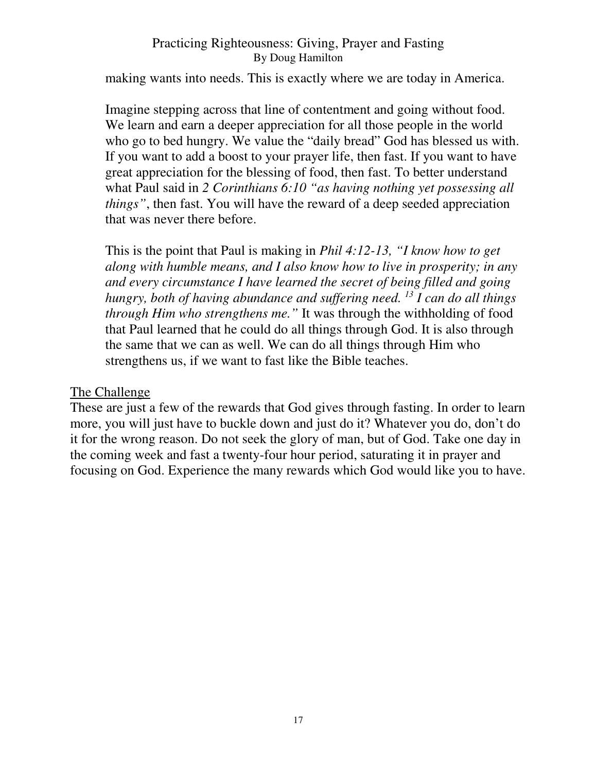making wants into needs. This is exactly where we are today in America.

Imagine stepping across that line of contentment and going without food. We learn and earn a deeper appreciation for all those people in the world who go to bed hungry. We value the "daily bread" God has blessed us with. If you want to add a boost to your prayer life, then fast. If you want to have great appreciation for the blessing of food, then fast. To better understand what Paul said in *2 Corinthians 6:10 "as having nothing yet possessing all things"*, then fast. You will have the reward of a deep seeded appreciation that was never there before.

This is the point that Paul is making in *Phil 4:12-13, "I know how to get along with humble means, and I also know how to live in prosperity; in any and every circumstance I have learned the secret of being filled and going hungry, both of having abundance and suffering need. [13] I can do all things through Him who strengthens me."* It was through the withholding of food that Paul learned that he could do all things through God. It is also through the same that we can as well. We can do all things through Him who strengthens us, if we want to fast like the Bible teaches.

## The Challenge

These are just a few of the rewards that God gives through fasting. In order to learn more, you will just have to buckle down and just do it? Whatever you do, don't do it for the wrong reason. Do not seek the glory of man, but of God. Take one day in the coming week and fast a twenty-four hour period, saturating it in prayer and focusing on God. Experience the many rewards which God would like you to have.